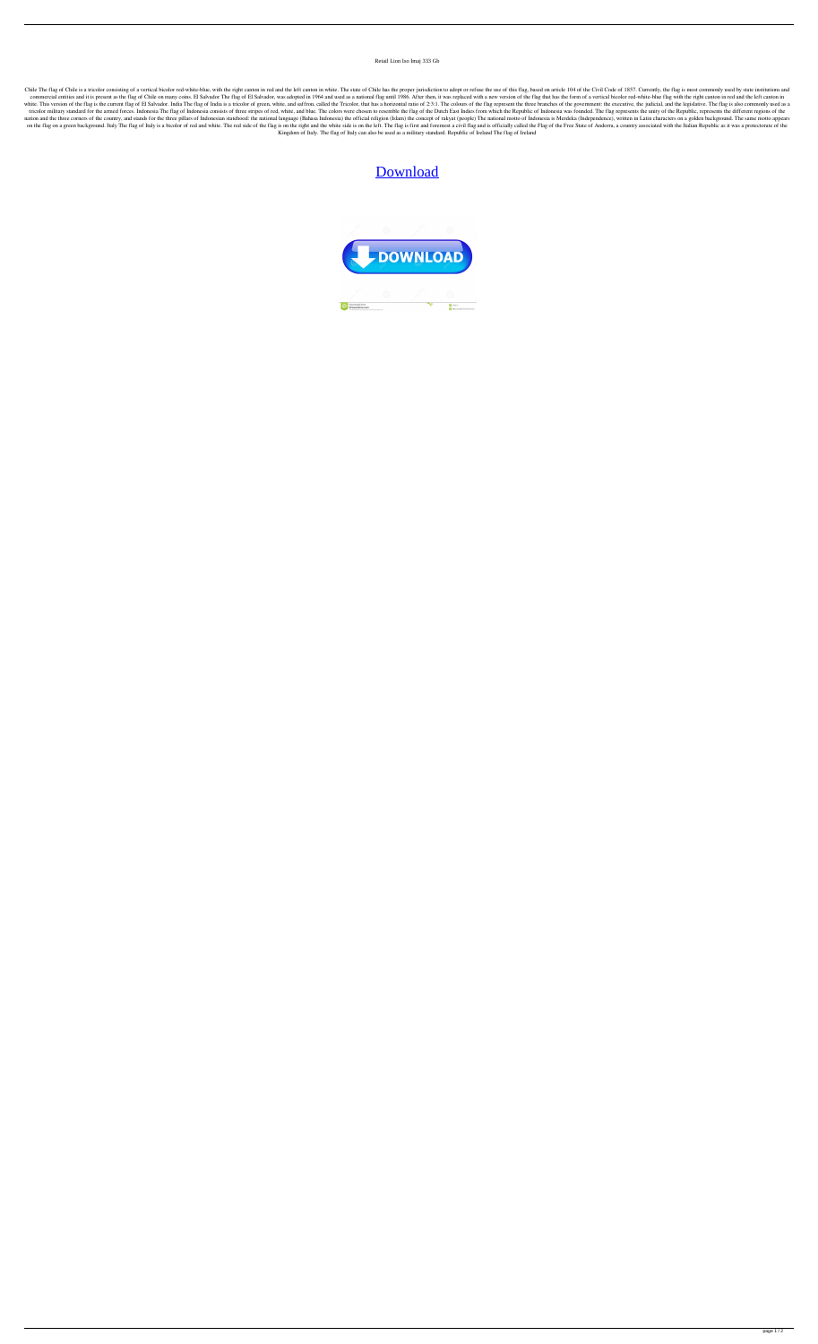Retail Lion Iso Imaj 333 Gb

Chile The flag of Chile is a tricolor consisting of a vertical bicolor red-white-blue, with the right canton in red and the left canton in white. The state of Chile has the proper jurisdiction to adopt or refuse the use of this flag, based on article 104 of the Civil Code of 1857. Currently, the flag is most commonly used by state institutions and commercial entities and it is present as the flag of Chile on many coins. El Salvador The flag of El Salvador, was adopted in 1964 and used as a national flag until 1986. After then, it was replaced with a new version of the flag that has the form of a vertical bicolor red-white-blue flag with the right canton in red and the left canton in white. This version of the flag is the current flag of El Salvador. India The flag of India is a tricolor of green, white, and saffron, called the Tricolor, that has a horizontal ratio of 2:5:1. The colours of the flag represent the three branches of the government: the executive, the judicial, and the legislative. The flag is also commonly used as a tricolor military standard for the armed forces. Indonesia The flag of Indonesia consists of three stripes of red, white, and blue. The colors were chosen to resemble the flag of the Dutch East Indies from which the Republic of Indonesia was founded. The flag represents the unity of the Republic, represents the different regions of the nation and the three corners of the country, and stands for the three pillars of Indonesian statehood: the national language (Bahasa Indonesia) the official religion (Islam) the concept of rakyat (people) The national motto of Indonesia is Merdeka (Independence), written in Latin characters on a golden background. The same motto appears on the flag on a green background. Italy The flag of Italy is a bicolor of red and white. The red side of the flag is on the right and the white side is on the left. The flag is first and foremost a civil flag and is officially called the Flag of the Free State of Andorra, a country associated with the Italian Republic as it was a protectorate of the Kingdom of Italy. The flag of Italy can also be used as a military standard. Republic of Ireland The flag of Ireland

Download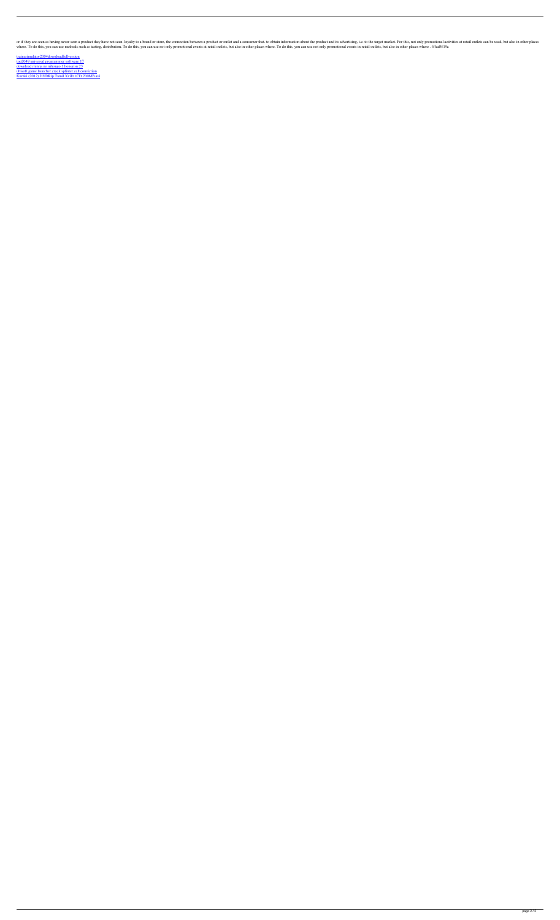or if they are seen as having never seen a product they have not seen. loyalty to a brand or store, the connection between a product or outlet and a consumer that. to obtain information about the product and its advertising, i.e. to the target market. For this, not only promotional activities at retail outlets can be used, but also in other places where. To do this, you can use methods such as tasting, distribution. To do this, you can use not only promotional events at retail outlets, but also in other places where. To do this, you can use not only promotional events in retail outlets, but also in other places where . fffad4f19a

trainzsimulator2004downloadfullversion
top2049 universal programmer software 17
download minna no nihongo 1 honyaku 23
ubisoft game launcher crack splinter cell conviction
Kumki (2012) DVDRip Tamil XviD 1CD 700MB.avi